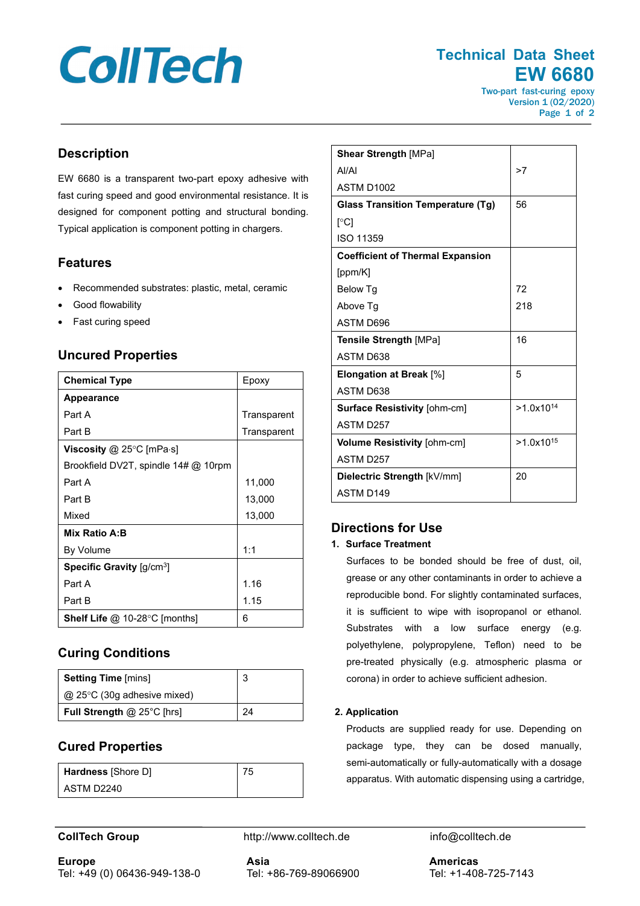# CollTech

## Technical Data Sheet
## EW 6680

Two-part fast-curing epoxy
Version 1 (02/2020)

## Description

EW 6680 is a transparent two-part epoxy adhesive with fast curing speed and good environmental resistance. It is designed for component potting and structural bonding. Typical application is component potting in chargers.

## Features

- Recommended substrates: plastic, metal, ceramic
- Good flowability
- Fast curing speed

## Uncured Properties

| Property | Value |
|---|---|
| **Chemical Type** | Epoxy |
| **Appearance** | |
| Part A | Transparent |
| Part B | Transparent |
| **Viscosity** @ 25°C [mPa·s] | |
| Brookfield DV2T, spindle 14# @ 10rpm | |
| Part A | 11,000 |
| Part B | 13,000 |
| Mixed | 13,000 |
| **Mix Ratio A:B** | |
| By Volume | 1:1 |
| **Specific Gravity** [g/cm$^3$] | |
| Part A | 1.16 |
| Part B | 1.15 |
| **Shelf Life** @ 10-28°C [months] | 6 |

## Curing Conditions

| Property | Value |
|---|---|
| **Setting Time** [mins] @ 25°C (30g adhesive mixed) | 3 |
| **Full Strength** @ 25°C [hrs] | 24 |

## Cured Properties

| Property | Value |
|---|---|
| **Hardness** [Shore D] ASTM D2240 | 75 |
| **Shear Strength** [MPa] | |
| Al/Al | >7 |
| ASTM D1002 | |
| **Glass Transition Temperature (Tg)** [°C] ISO 11359 | 56 |
| **Coefficient of Thermal Expansion** [ppm/K] | |
| Below Tg | 72 |
| Above Tg | 218 |
| ASTM D696 | |
| **Tensile Strength** [MPa] ASTM D638 | 16 |
| **Elongation at Break** [%] ASTM D638 | 5 |
| **Surface Resistivity** [ohm-cm] ASTM D257 | >1.0x10$^{14}$ |
| **Volume Resistivity** [ohm-cm] ASTM D257 | >1.0x10$^{15}$ |
| **Dielectric Strength** [kV/mm] ASTM D149 | 20 |

## Directions for Use

**1. Surface Treatment**

Surfaces to be bonded should be free of dust, oil, grease or any other contaminants in order to achieve a reproducible bond. For slightly contaminated surfaces, it is sufficient to wipe with isopropanol or ethanol. Substrates with a low surface energy (e.g. polyethylene, polypropylene, Teflon) need to be pre-treated physically (e.g. atmospheric plasma or corona) in order to achieve sufficient adhesion.

**2. Application**

Products are supplied ready for use. Depending on package type, they can be dosed manually, semi-automatically or fully-automatically with a dosage apparatus. With automatic dispensing using a cartridge,

**CollTech Group** http://www.colltech.de info@colltech.de

**Europe**
Tel: +49 (0) 06436-949-138-0

**Asia**
Tel: +86-769-89066900

**Americas**
Tel: +1-408-725-7143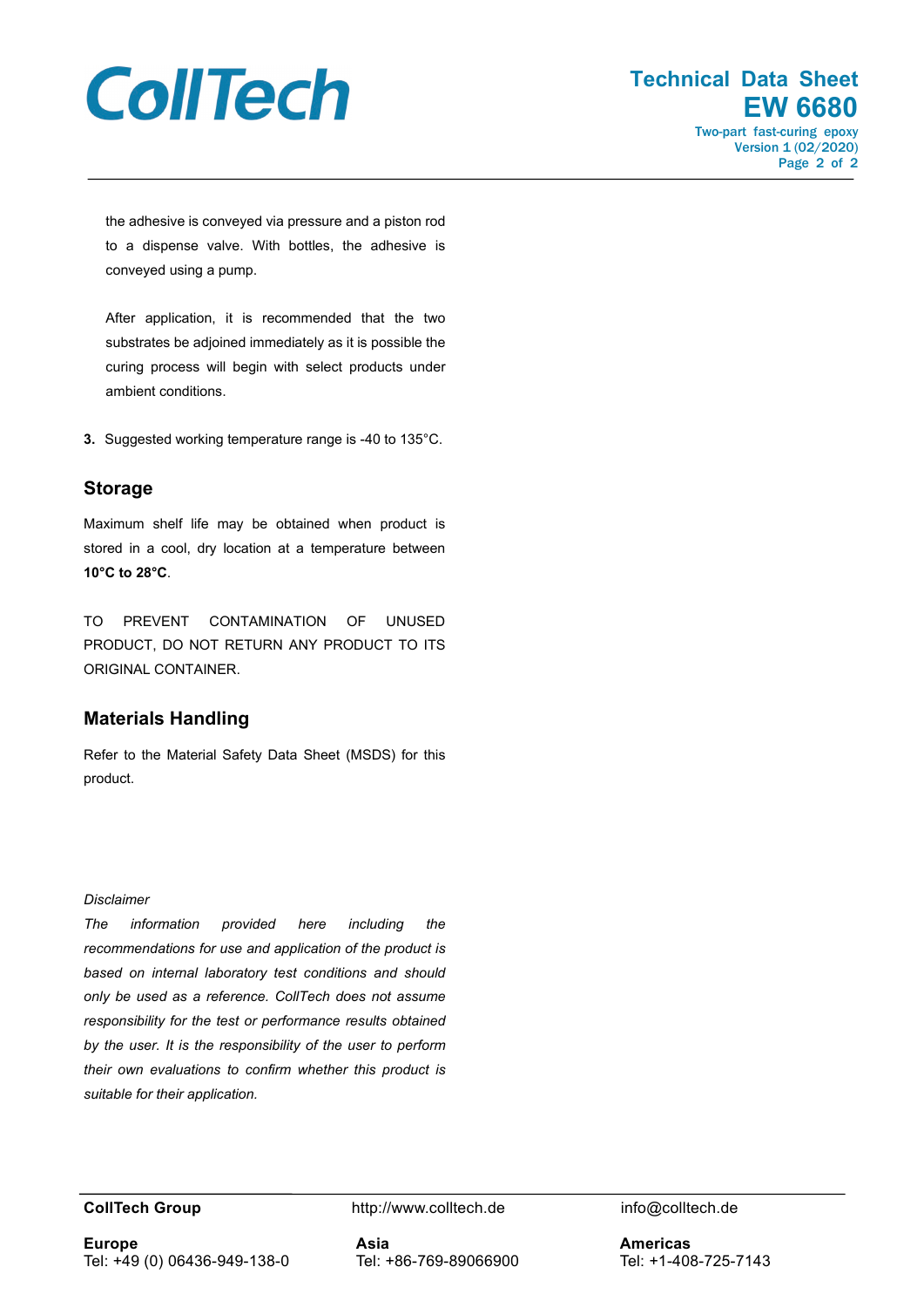the adhesive is conveyed via pressure and a piston rod to a dispense valve. With bottles, the adhesive is conveyed using a pump.

After application, it is recommended that the two substrates be adjoined immediately as it is possible the curing process will begin with select products under ambient conditions.

3. Suggested working temperature range is -40 to 135°C.

## Storage

Maximum shelf life may be obtained when product is stored in a cool, dry location at a temperature between **10°C to 28°C**.

TO PREVENT CONTAMINATION OF UNUSED PRODUCT, DO NOT RETURN ANY PRODUCT TO ITS ORIGINAL CONTAINER.

## Materials Handling

Refer to the Material Safety Data Sheet (MSDS) for this product.

*Disclaimer*

*The information provided here including the recommendations for use and application of the product is based on internal laboratory test conditions and should only be used as a reference. CollTech does not assume responsibility for the test or performance results obtained by the user. It is the responsibility of the user to perform their own evaluations to confirm whether this product is suitable for their application.*

**CollTech Group** http://www.colltech.de info@colltech.de

**Europe**
Tel: +49 (0) 06436-949-138-0

**Asia**
Tel: +86-769-89066900

**Americas**
Tel: +1-408-725-7143